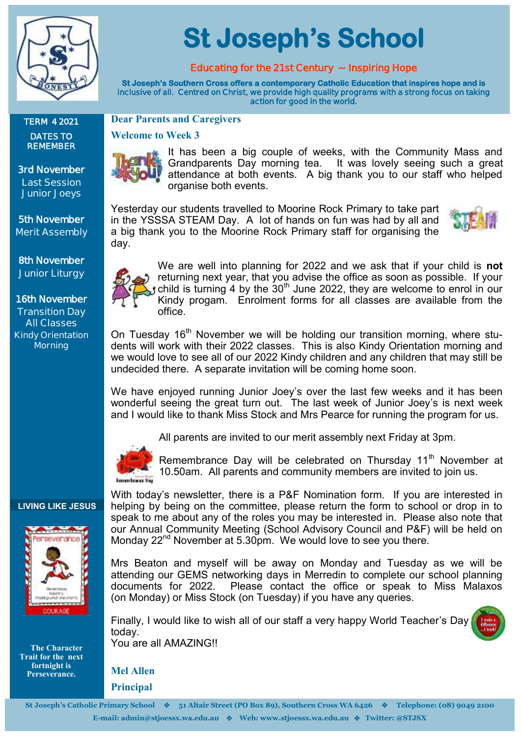# St Joseph's School

**Educating for the 21st Century ~ Inspiring Hope**

**St Joseph's Southern Cross offers a contemporary Catholic Education that inspires hope and is inclusive of all. Centred on Christ, we provide high quality programs with a strong focus on taking action for good in the world.**

**TERM 4 2021**

**DATES TO REMEMBER**

**3rd November**
Last Session Junior Joeys

**5th November**
Merit Assembly

**8th November**
Junior Liturgy

**16th November**
Transition Day All Classes
Kindy Orientation Morning

**LIVING LIKE JESUS**

**The Character Trait for the next fortnight is Perseverance.**

## Dear Parents and Caregivers

### Welcome to Week 3

It has been a big couple of weeks, with the Community Mass and Grandparents Day morning tea. It was lovely seeing such a great attendance at both events. A big thank you to our staff who helped organise both events.

Yesterday our students travelled to Moorine Rock Primary to take part in the YSSSA STEAM Day. A lot of hands on fun was had by all and a big thank you to the Moorine Rock Primary staff for organising the day.

We are well into planning for 2022 and we ask that if your child is **not** returning next year, that you advise the office as soon as possible. If your child is turning 4 by the 30th June 2022, they are welcome to enrol in our Kindy progam. Enrolment forms for all classes are available from the office.

On Tuesday 16th November we will be holding our transition morning, where students will work with their 2022 classes. This is also Kindy Orientation morning and we would love to see all of our 2022 Kindy children and any children that may still be undecided there. A separate invitation will be coming home soon.

We have enjoyed running Junior Joey's over the last few weeks and it has been wonderful seeing the great turn out. The last week of Junior Joey's is next week and I would like to thank Miss Stock and Mrs Pearce for running the program for us.

All parents are invited to our merit assembly next Friday at 3pm.

Remembrance Day will be celebrated on Thursday 11th November at 10.50am. All parents and community members are invited to join us.

With today's newsletter, there is a P&F Nomination form. If you are interested in helping by being on the committee, please return the form to school or drop in to speak to me about any of the roles you may be interested in. Please also note that our Annual Community Meeting (School Advisory Council and P&F) will be held on Monday 22nd November at 5.30pm. We would love to see you there.

Mrs Beaton and myself will be away on Monday and Tuesday as we will be attending our GEMS networking days in Merredin to complete our school planning documents for 2022. Please contact the office or speak to Miss Malaxos (on Monday) or Miss Stock (on Tuesday) if you have any queries.

Finally, I would like to wish all of our staff a very happy World Teacher's Day today.
You are all AMAZING!!

**Mel Allen**

**Principal**

St Joseph's Catholic Primary School ❖ 51 Altair Street (PO Box 89), Southern Cross WA 6426 ❖ Telephone: (08) 9049 2100
E-mail: admin@stjoessx.wa.edu.au ❖ Web: www.stjoessx.wa.edu.au ❖ Twitter: @STJSX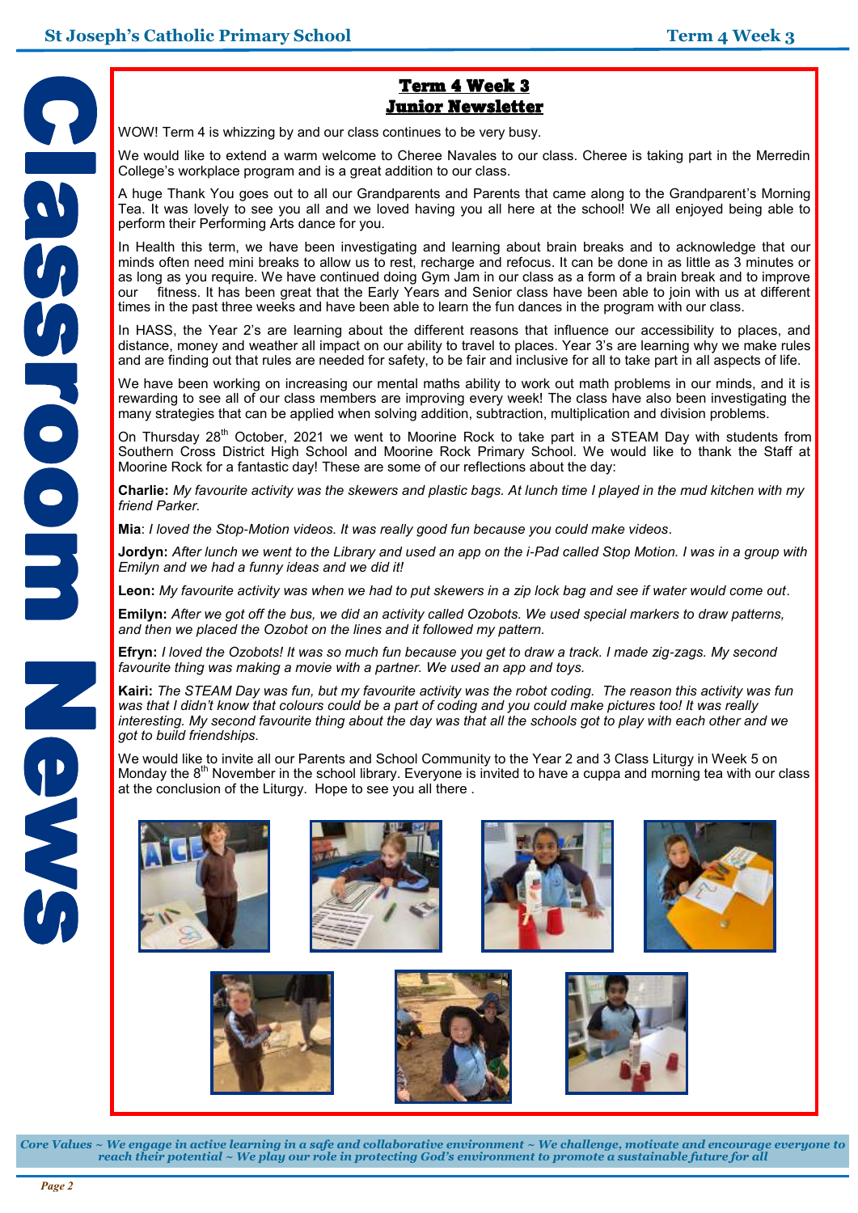# Classroom News

## Term 4 Week 3
## Junior Newsletter

WOW! Term 4 is whizzing by and our class continues to be very busy.

We would like to extend a warm welcome to Cheree Navales to our class. Cheree is taking part in the Merredin College's workplace program and is a great addition to our class.

A huge Thank You goes out to all our Grandparents and Parents that came along to the Grandparent's Morning Tea. It was lovely to see you all and we loved having you all here at the school! We all enjoyed being able to perform their Performing Arts dance for you.

In Health this term, we have been investigating and learning about brain breaks and to acknowledge that our minds often need mini breaks to allow us to rest, recharge and refocus. It can be done in as little as 3 minutes or as long as you require. We have continued doing Gym Jam in our class as a form of a brain break and to improve our fitness. It has been great that the Early Years and Senior class have been able to join with us at different times in the past three weeks and have been able to learn the fun dances in the program with our class.

In HASS, the Year 2's are learning about the different reasons that influence our accessibility to places, and distance, money and weather all impact on our ability to travel to places. Year 3's are learning why we make rules and are finding out that rules are needed for safety, to be fair and inclusive for all to take part in all aspects of life.

We have been working on increasing our mental maths ability to work out math problems in our minds, and it is rewarding to see all of our class members are improving every week! The class have also been investigating the many strategies that can be applied when solving addition, subtraction, multiplication and division problems.

On Thursday 28th October, 2021 we went to Moorine Rock to take part in a STEAM Day with students from Southern Cross District High School and Moorine Rock Primary School. We would like to thank the Staff at Moorine Rock for a fantastic day! These are some of our reflections about the day:

**Charlie:** *My favourite activity was the skewers and plastic bags. At lunch time I played in the mud kitchen with my friend Parker.*

**Mia**: *I loved the Stop-Motion videos. It was really good fun because you could make videos*.

**Jordyn:** *After lunch we went to the Library and used an app on the i-Pad called Stop Motion. I was in a group with Emilyn and we had a funny ideas and we did it!*

**Leon:** *My favourite activity was when we had to put skewers in a zip lock bag and see if water would come out*.

**Emilyn:** *After we got off the bus, we did an activity called Ozobots. We used special markers to draw patterns, and then we placed the Ozobot on the lines and it followed my pattern.*

**Efryn:** *I loved the Ozobots! It was so much fun because you get to draw a track. I made zig-zags. My second favourite thing was making a movie with a partner. We used an app and toys.*

**Kairi:** *The STEAM Day was fun, but my favourite activity was the robot coding. The reason this activity was fun was that I didn't know that colours could be a part of coding and you could make pictures too! It was really interesting. My second favourite thing about the day was that all the schools got to play with each other and we got to build friendships.*

We would like to invite all our Parents and School Community to the Year 2 and 3 Class Liturgy in Week 5 on Monday the 8th November in the school library. Everyone is invited to have a cuppa and morning tea with our class at the conclusion of the Liturgy. Hope to see you all there .

*Core Values ~ We engage in active learning in a safe and collaborative environment ~ We challenge, motivate and encourage everyone to reach their potential ~ We play our role in protecting God's environment to promote a sustainable future for all*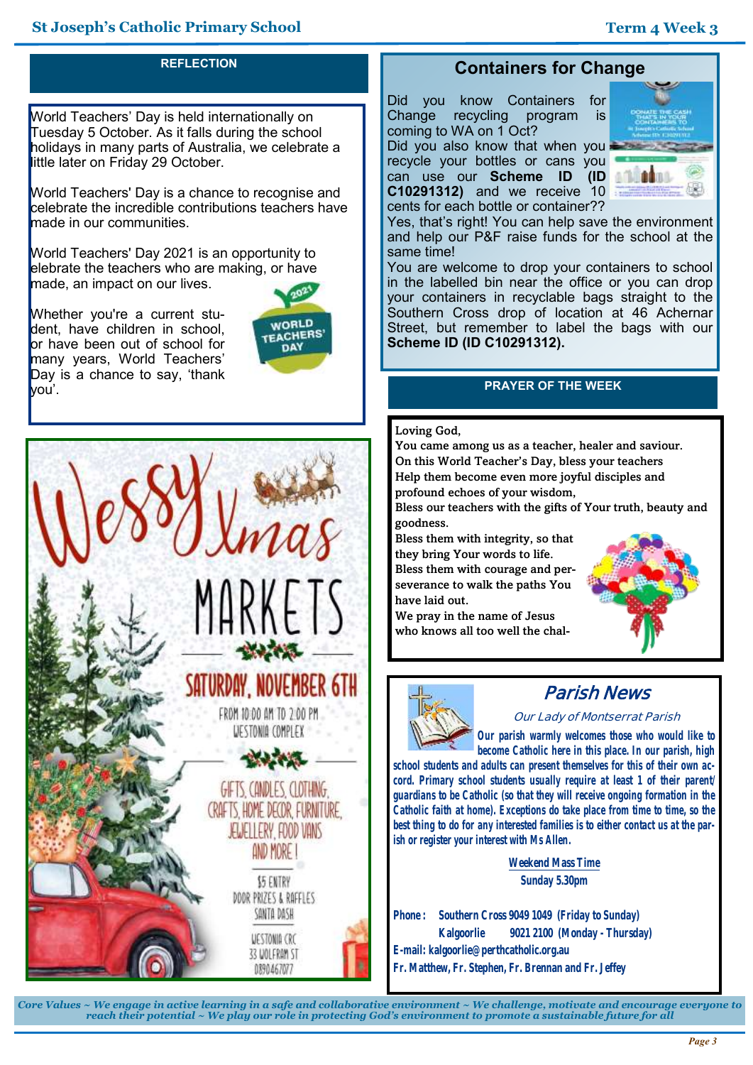## REFLECTION

World Teachers' Day is held internationally on Tuesday 5 October. As it falls during the school holidays in many parts of Australia, we celebrate a little later on Friday 29 October.

World Teachers' Day is a chance to recognise and celebrate the incredible contributions teachers have made in our communities.

World Teachers' Day 2021 is an opportunity to elebrate the teachers who are making, or have made, an impact on our lives.

Whether you're a current student, have children in school, or have been out of school for many years, World Teachers' Day is a chance to say, 'thank you'.

## Wessy Xmas MARKETS

**SATURDAY, NOVEMBER 6TH**

FROM 10:00 AM TO 2:00 PM
WESTONIA COMPLEX

GIFTS, CANDLES, CLOTHING, CRAFTS, HOME DECOR, FURNITURE, JEWELLERY, FOOD VANS AND MORE!

$5 ENTRY
DOOR PRIZES & RAFFLES
SANTA DASH

WESTONIA CRC
33 WOLFRAM ST
0890467077

## Containers for Change

Did you know Containers for Change recycling program is coming to WA on 1 Oct?

Did you also know that when you recycle your bottles or cans you can use our **Scheme ID (ID C10291312)** and we receive 10 cents for each bottle or container??

Yes, that's right! You can help save the environment and help our P&F raise funds for the school at the same time!

You are welcome to drop your containers to school in the labelled bin near the office or you can drop your containers in recyclable bags straight to the Southern Cross drop of location at 46 Achernar Street, but remember to label the bags with our **Scheme ID (ID C10291312).**

## PRAYER OF THE WEEK

**Loving God,**
**You came among us as a teacher, healer and saviour.**
**On this World Teacher's Day, bless your teachers**
**Help them become even more joyful disciples and profound echoes of your wisdom,**
**Bless our teachers with the gifts of Your truth, beauty and goodness.**
**Bless them with integrity, so that they bring Your words to life.**
**Bless them with courage and perseverance to walk the paths You have laid out.**
**We pray in the name of Jesus who knows all too well the chal-**

## *Parish News*

*Our Lady of Montserrat Parish*

**Our parish warmly welcomes those who would like to become Catholic here in this place. In our parish, high school students and adults can present themselves for this of their own accord. Primary school students usually require at least 1 of their parent/guardians to be Catholic (so that they will receive ongoing formation in the Catholic faith at home). Exceptions do take place from time to time, so the best thing to do for any interested families is to either contact us at the parish or register your interest with Ms Allen.**

**Weekend Mass Time**
**Sunday 5.30pm**

**Phone: Southern Cross 9049 1049 (Friday to Sunday)**
**Kalgoorlie 9021 2100 (Monday - Thursday)**
**E-mail: kalgoorlie@perthcatholic.org.au**
**Fr. Matthew, Fr. Stephen, Fr. Brennan and Fr. Jeffey**

*Core Values ~ We engage in active learning in a safe and collaborative environment ~ We challenge, motivate and encourage everyone to reach their potential ~ We play our role in protecting God's environment to promote a sustainable future for all*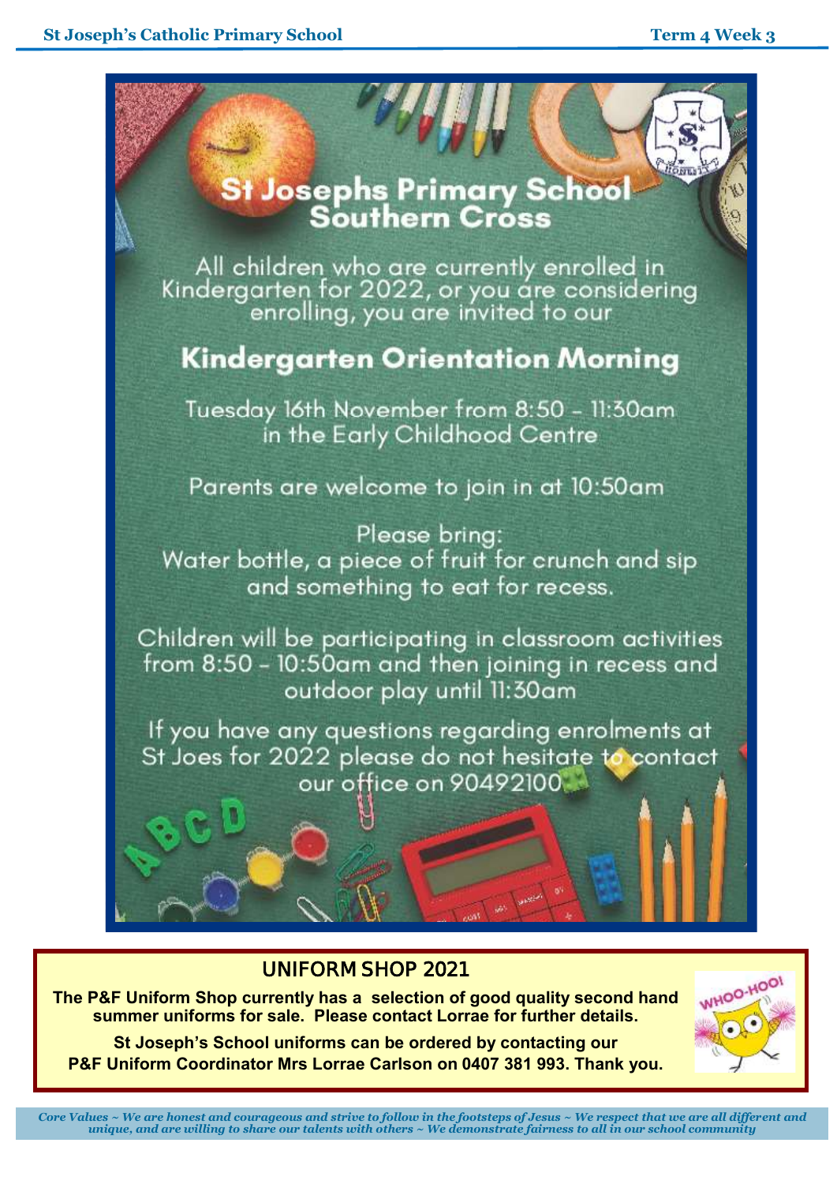# St Josephs Primary School Southern Cross

All children who are currently enrolled in Kindergarten for 2022, or you are considering enrolling, you are invited to our

## Kindergarten Orientation Morning

Tuesday 16th November from 8:50 - 11:30am in the Early Childhood Centre

Parents are welcome to join in at 10:50am

Please bring:
Water bottle, a piece of fruit for crunch and sip and something to eat for recess.

Children will be participating in classroom activities from 8:50 - 10:50am and then joining in recess and outdoor play until 11:30am

If you have any questions regarding enrolments at St Joes for 2022 please do not hesitate to contact our office on 90492100

## UNIFORM SHOP 2021

**The P&F Uniform Shop currently has a selection of good quality second hand summer uniforms for sale. Please contact Lorrae for further details.**

**St Joseph's School uniforms can be ordered by contacting our P&F Uniform Coordinator Mrs Lorrae Carlson on 0407 381 993. Thank you.**

*Core Values ~ We are honest and courageous and strive to follow in the footsteps of Jesus ~ We respect that we are all different and unique, and are willing to share our talents with others ~ We demonstrate fairness to all in our school community*